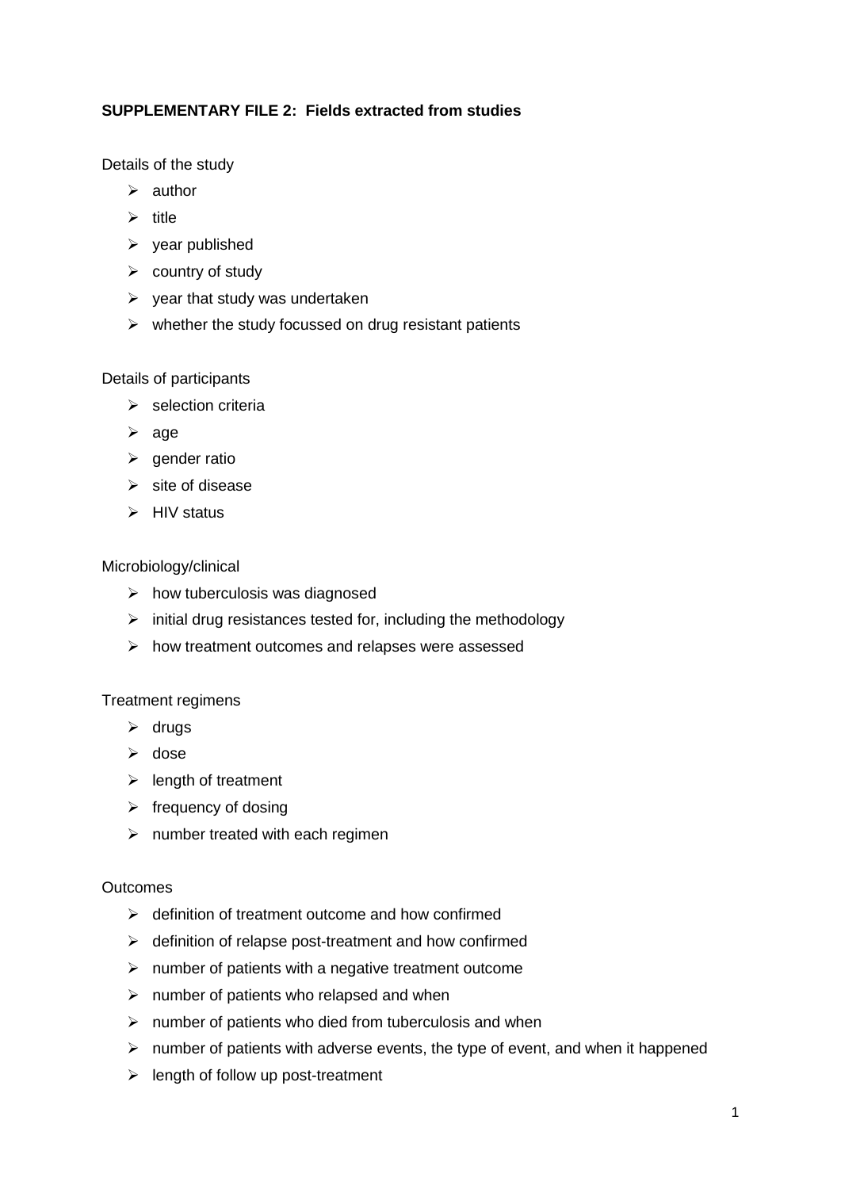**SUPPLEMENTARY FILE 2: Fields extracted from studies**

Details of the study

- author
- title
- year published
- country of study
- year that study was undertaken
- whether the study focussed on drug resistant patients

Details of participants

- selection criteria
- age
- gender ratio
- site of disease
- HIV status

Microbiology/clinical

- how tuberculosis was diagnosed
- initial drug resistances tested for, including the methodology
- how treatment outcomes and relapses were assessed

Treatment regimens

- drugs
- dose
- length of treatment
- frequency of dosing
- number treated with each regimen

Outcomes

- definition of treatment outcome and how confirmed
- definition of relapse post-treatment and how confirmed
- number of patients with a negative treatment outcome
- number of patients who relapsed and when
- number of patients who died from tuberculosis and when
- number of patients with adverse events, the type of event, and when it happened
- length of follow up post-treatment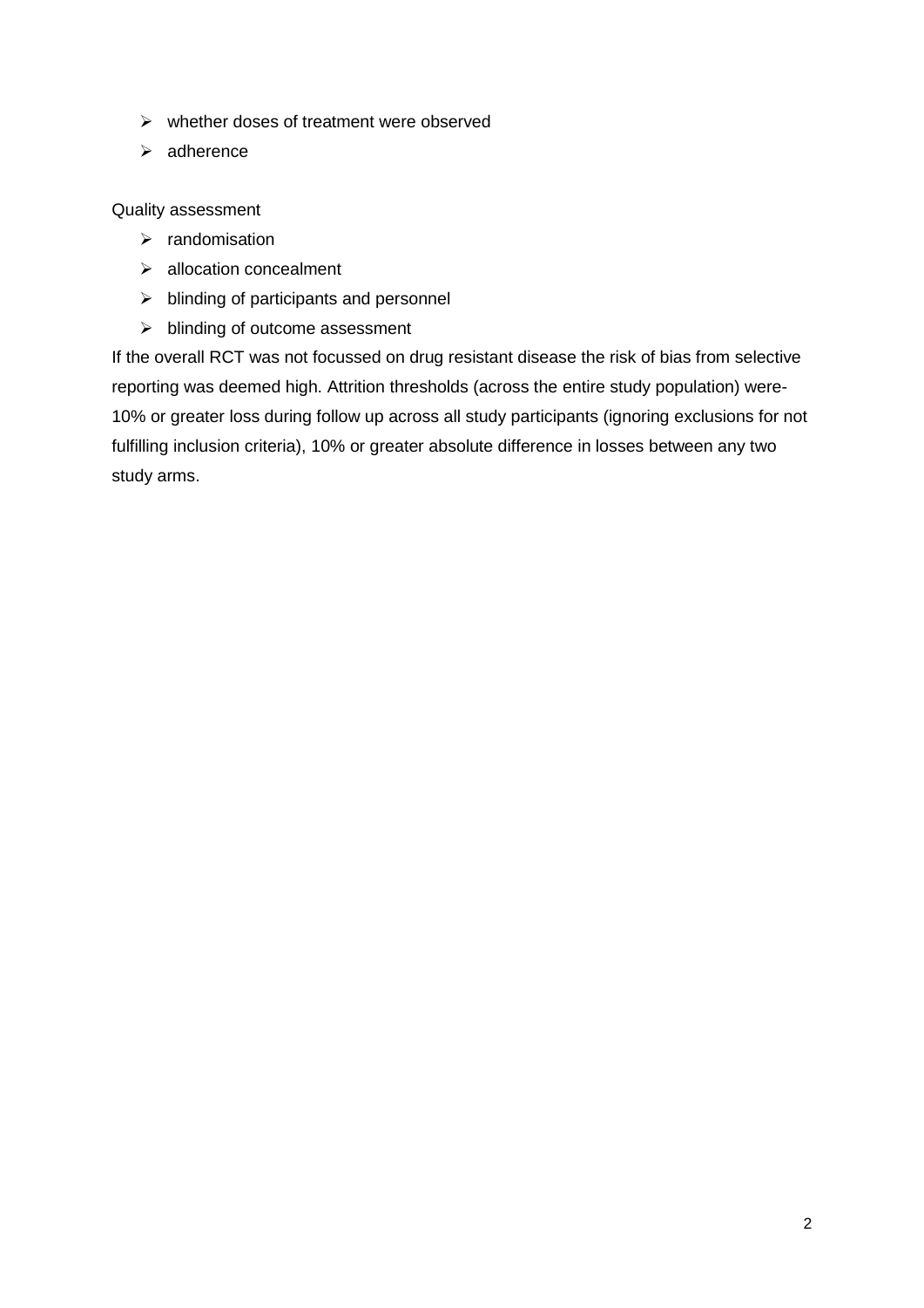- whether doses of treatment were observed
- adherence

Quality assessment

- randomisation
- allocation concealment
- blinding of participants and personnel
- blinding of outcome assessment

If the overall RCT was not focussed on drug resistant disease the risk of bias from selective reporting was deemed high. Attrition thresholds (across the entire study population) were- 10% or greater loss during follow up across all study participants (ignoring exclusions for not fulfilling inclusion criteria), 10% or greater absolute difference in losses between any two study arms.